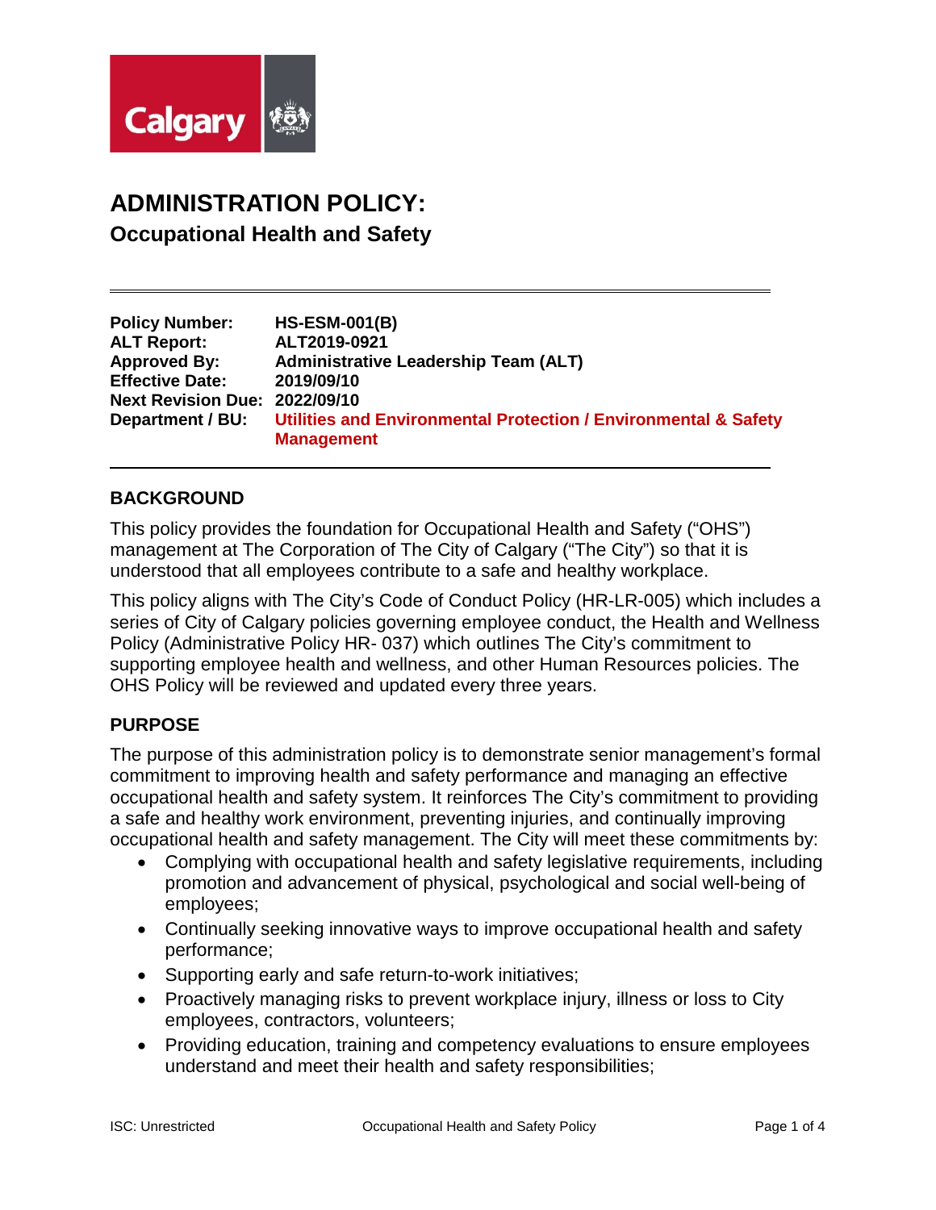# ADMINISTRATION POLICY:

## Occupational Health and Safety

| | |
|---|---|
| **Policy Number:** | **HS-ESM-001(B)** |
| **ALT Report:** | **ALT2019-0921** |
| **Approved By:** | **Administrative Leadership Team (ALT)** |
| **Effective Date:** | **2019/09/10** |
| **Next Revision Due:** | **2022/09/10** |
| **Department / BU:** | **Utilities and Environmental Protection / Environmental & Safety Management** |

## BACKGROUND

This policy provides the foundation for Occupational Health and Safety ("OHS") management at The Corporation of The City of Calgary ("The City") so that it is understood that all employees contribute to a safe and healthy workplace.

This policy aligns with The City's Code of Conduct Policy (HR-LR-005) which includes a series of City of Calgary policies governing employee conduct, the Health and Wellness Policy (Administrative Policy HR- 037) which outlines The City's commitment to supporting employee health and wellness, and other Human Resources policies. The OHS Policy will be reviewed and updated every three years.

## PURPOSE

The purpose of this administration policy is to demonstrate senior management's formal commitment to improving health and safety performance and managing an effective occupational health and safety system. It reinforces The City's commitment to providing a safe and healthy work environment, preventing injuries, and continually improving occupational health and safety management. The City will meet these commitments by:

- Complying with occupational health and safety legislative requirements, including promotion and advancement of physical, psychological and social well-being of employees;
- Continually seeking innovative ways to improve occupational health and safety performance;
- Supporting early and safe return-to-work initiatives;
- Proactively managing risks to prevent workplace injury, illness or loss to City employees, contractors, volunteers;
- Providing education, training and competency evaluations to ensure employees understand and meet their health and safety responsibilities;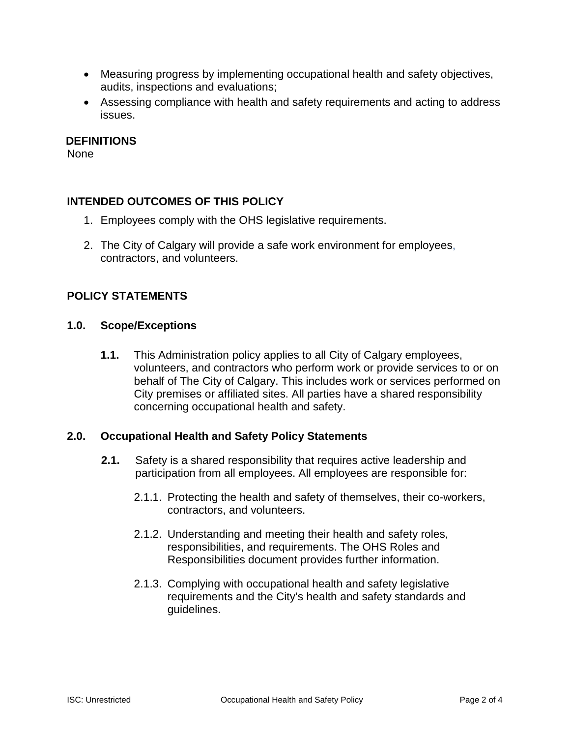- Measuring progress by implementing occupational health and safety objectives, audits, inspections and evaluations;
- Assessing compliance with health and safety requirements and acting to address issues.

## DEFINITIONS

None

## INTENDED OUTCOMES OF THIS POLICY

1. Employees comply with the OHS legislative requirements.
2. The City of Calgary will provide a safe work environment for employees, contractors, and volunteers.

## POLICY STATEMENTS

### 1.0. Scope/Exceptions

**1.1.** This Administration policy applies to all City of Calgary employees, volunteers, and contractors who perform work or provide services to or on behalf of The City of Calgary. This includes work or services performed on City premises or affiliated sites. All parties have a shared responsibility concerning occupational health and safety.

### 2.0. Occupational Health and Safety Policy Statements

**2.1.** Safety is a shared responsibility that requires active leadership and participation from all employees. All employees are responsible for:

2.1.1. Protecting the health and safety of themselves, their co-workers, contractors, and volunteers.

2.1.2. Understanding and meeting their health and safety roles, responsibilities, and requirements. The OHS Roles and Responsibilities document provides further information.

2.1.3. Complying with occupational health and safety legislative requirements and the City's health and safety standards and guidelines.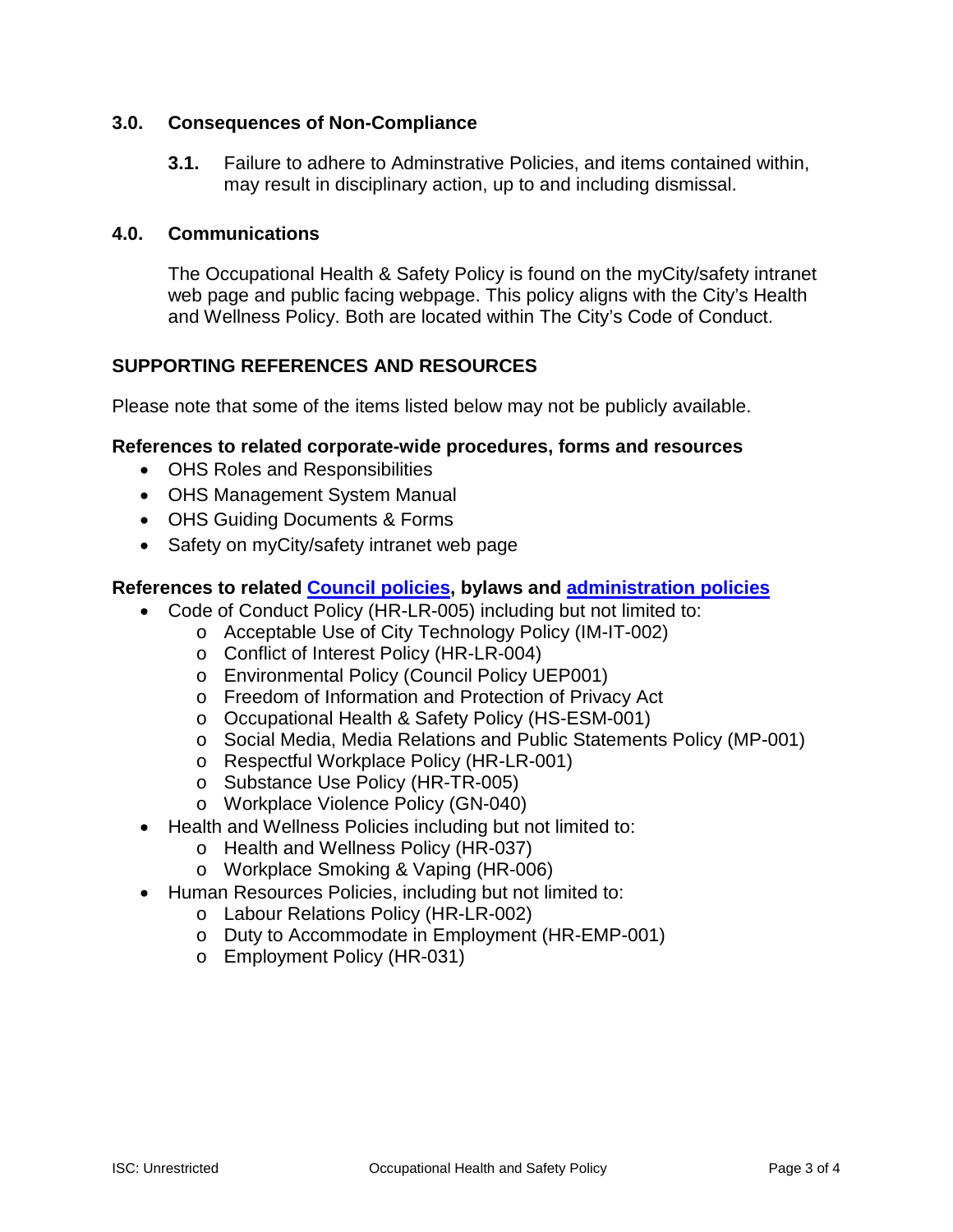## 3.0. Consequences of Non-Compliance

**3.1.** Failure to adhere to Adminstrative Policies, and items contained within, may result in disciplinary action, up to and including dismissal.

## 4.0. Communications

The Occupational Health & Safety Policy is found on the myCity/safety intranet web page and public facing webpage. This policy aligns with the City's Health and Wellness Policy. Both are located within The City's Code of Conduct.

## SUPPORTING REFERENCES AND RESOURCES

Please note that some of the items listed below may not be publicly available.

### References to related corporate-wide procedures, forms and resources

- OHS Roles and Responsibilities
- OHS Management System Manual
- OHS Guiding Documents & Forms
- Safety on myCity/safety intranet web page

### References to related Council policies, bylaws and administration policies

- Code of Conduct Policy (HR-LR-005) including but not limited to:
  - Acceptable Use of City Technology Policy (IM-IT-002)
  - Conflict of Interest Policy (HR-LR-004)
  - Environmental Policy (Council Policy UEP001)
  - Freedom of Information and Protection of Privacy Act
  - Occupational Health & Safety Policy (HS-ESM-001)
  - Social Media, Media Relations and Public Statements Policy (MP-001)
  - Respectful Workplace Policy (HR-LR-001)
  - Substance Use Policy (HR-TR-005)
  - Workplace Violence Policy (GN-040)
- Health and Wellness Policies including but not limited to:
  - Health and Wellness Policy (HR-037)
  - Workplace Smoking & Vaping (HR-006)
- Human Resources Policies, including but not limited to:
  - Labour Relations Policy (HR-LR-002)
  - Duty to Accommodate in Employment (HR-EMP-001)
  - Employment Policy (HR-031)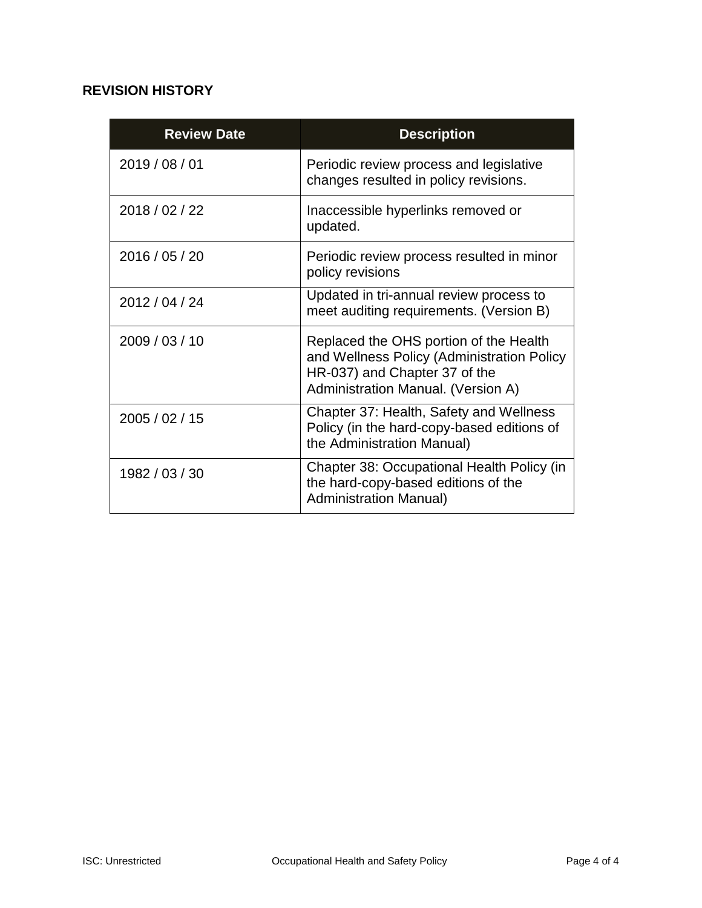## REVISION HISTORY

| Review Date | Description |
|---|---|
| 2019 / 08 / 01 | Periodic review process and legislative changes resulted in policy revisions. |
| 2018 / 02 / 22 | Inaccessible hyperlinks removed or updated. |
| 2016 / 05 / 20 | Periodic review process resulted in minor policy revisions |
| 2012 / 04 / 24 | Updated in tri-annual review process to meet auditing requirements. (Version B) |
| 2009 / 03 / 10 | Replaced the OHS portion of the Health and Wellness Policy (Administration Policy HR-037) and Chapter 37 of the Administration Manual. (Version A) |
| 2005 / 02 / 15 | Chapter 37: Health, Safety and Wellness Policy (in the hard-copy-based editions of the Administration Manual) |
| 1982 / 03 / 30 | Chapter 38: Occupational Health Policy (in the hard-copy-based editions of the Administration Manual) |